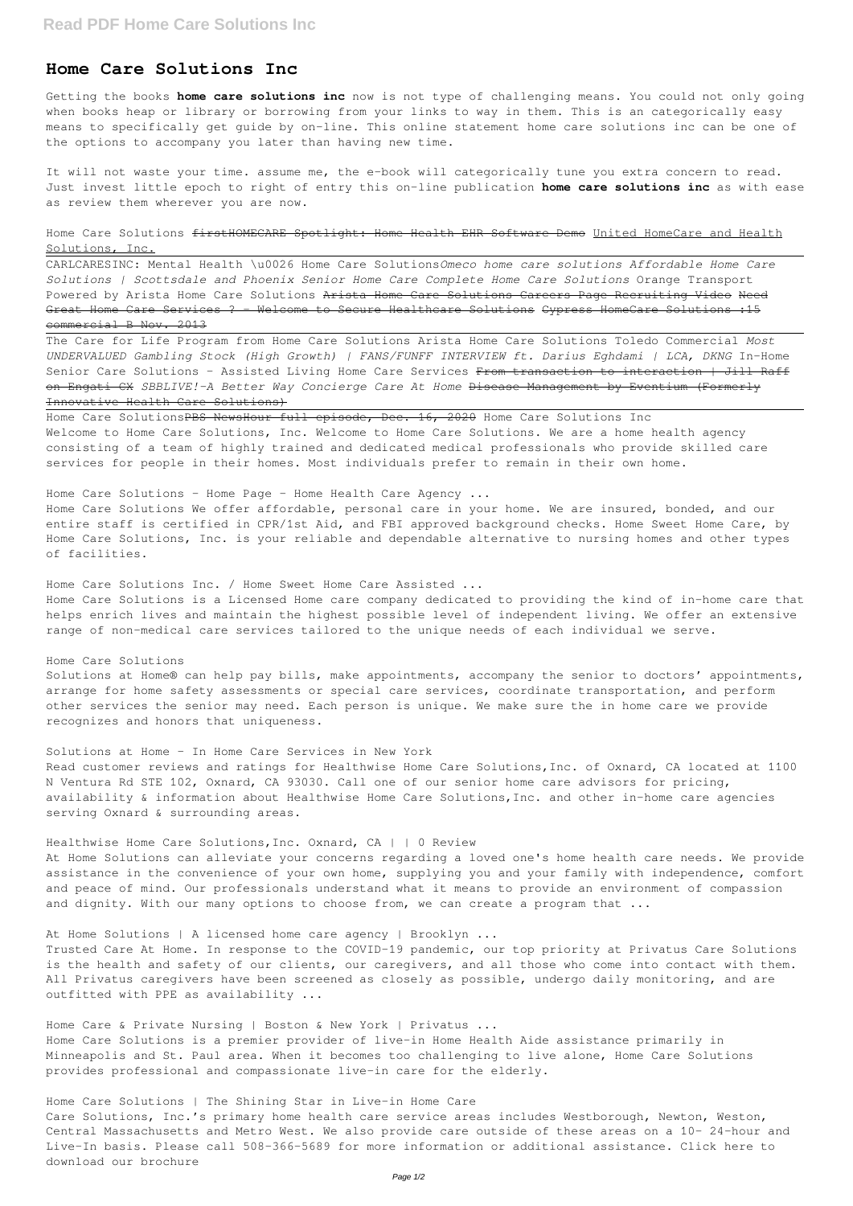# Home Care Solutions Inc

Getting the books **home care solutions inc** now is not type of challenging means. You could not only going when books heap or library or borrowing from your links to way in them. This is an categorically easy means to specifically get guide by on-line. This online statement home care solutions inc can be one of the options to accompany you later than having new time.

It will not waste your time. assume me, the e-book will categorically tune you extra concern to read. Just invest little epoch to right of entry this on-line publication **home care solutions inc** as with ease as review them wherever you are now.

Home Care Solutions ~~firstHOMECARE Spotlight: Home Health EHR Software Demo~~ United HomeCare and Health Solutions, Inc.

CARLCARESINC: Mental Health \u0026 Home Care Solutions*Omeco home care solutions Affordable Home Care Solutions | Scottsdale and Phoenix Senior Home Care Complete Home Care Solutions* Orange Transport Powered by Arista Home Care Solutions ~~Arista Home Care Solutions Careers Page Recruiting Video Need Great Home Care Services ? - Welcome to Secure Healthcare Solutions Cypress HomeCare Solutions :15 commercial B Nov. 2013~~

The Care for Life Program from Home Care Solutions Arista Home Care Solutions Toledo Commercial *Most UNDERVALUED Gambling Stock (High Growth) | FANS/FUNFF INTERVIEW ft. Darius Eghdami | LCA, DKNG* In-Home Senior Care Solutions - Assisted Living Home Care Services ~~From transaction to interaction | Jill Raff on Engati CX~~ *SBBLIVE!-A Better Way Concierge Care At Home* ~~Disease Management by Eventium (Formerly Innovative Health Care Solutions)~~

Home Care Solutions~~PBS NewsHour full episode, Dec. 16, 2020~~ Home Care Solutions Inc
Welcome to Home Care Solutions, Inc. Welcome to Home Care Solutions. We are a home health agency consisting of a team of highly trained and dedicated medical professionals who provide skilled care services for people in their homes. Most individuals prefer to remain in their own home.

Home Care Solutions - Home Page - Home Health Care Agency ...
Home Care Solutions We offer affordable, personal care in your home. We are insured, bonded, and our entire staff is certified in CPR/1st Aid, and FBI approved background checks. Home Sweet Home Care, by Home Care Solutions, Inc. is your reliable and dependable alternative to nursing homes and other types of facilities.

Home Care Solutions Inc. / Home Sweet Home Care Assisted ...
Home Care Solutions is a Licensed Home care company dedicated to providing the kind of in-home care that helps enrich lives and maintain the highest possible level of independent living. We offer an extensive range of non-medical care services tailored to the unique needs of each individual we serve.

Home Care Solutions
Solutions at Home® can help pay bills, make appointments, accompany the senior to doctors' appointments, arrange for home safety assessments or special care services, coordinate transportation, and perform other services the senior may need. Each person is unique. We make sure the in home care we provide recognizes and honors that uniqueness.

Solutions at Home - In Home Care Services in New York
Read customer reviews and ratings for Healthwise Home Care Solutions,Inc. of Oxnard, CA located at 1100 N Ventura Rd STE 102, Oxnard, CA 93030. Call one of our senior home care advisors for pricing, availability & information about Healthwise Home Care Solutions,Inc. and other in-home care agencies serving Oxnard & surrounding areas.

Healthwise Home Care Solutions,Inc. Oxnard, CA | | 0 Review
At Home Solutions can alleviate your concerns regarding a loved one's home health care needs. We provide assistance in the convenience of your own home, supplying you and your family with independence, comfort and peace of mind. Our professionals understand what it means to provide an environment of compassion and dignity. With our many options to choose from, we can create a program that ...

At Home Solutions | A licensed home care agency | Brooklyn ...
Trusted Care At Home. In response to the COVID-19 pandemic, our top priority at Privatus Care Solutions is the health and safety of our clients, our caregivers, and all those who come into contact with them. All Privatus caregivers have been screened as closely as possible, undergo daily monitoring, and are outfitted with PPE as availability ...

Home Care & Private Nursing | Boston & New York | Privatus ...
Home Care Solutions is a premier provider of live-in Home Health Aide assistance primarily in Minneapolis and St. Paul area. When it becomes too challenging to live alone, Home Care Solutions provides professional and compassionate live-in care for the elderly.

Home Care Solutions | The Shining Star in Live-in Home Care
Care Solutions, Inc.'s primary home health care service areas includes Westborough, Newton, Weston, Central Massachusetts and Metro West. We also provide care outside of these areas on a 10- 24-hour and Live-In basis. Please call 508-366-5689 for more information or additional assistance. Click here to download our brochure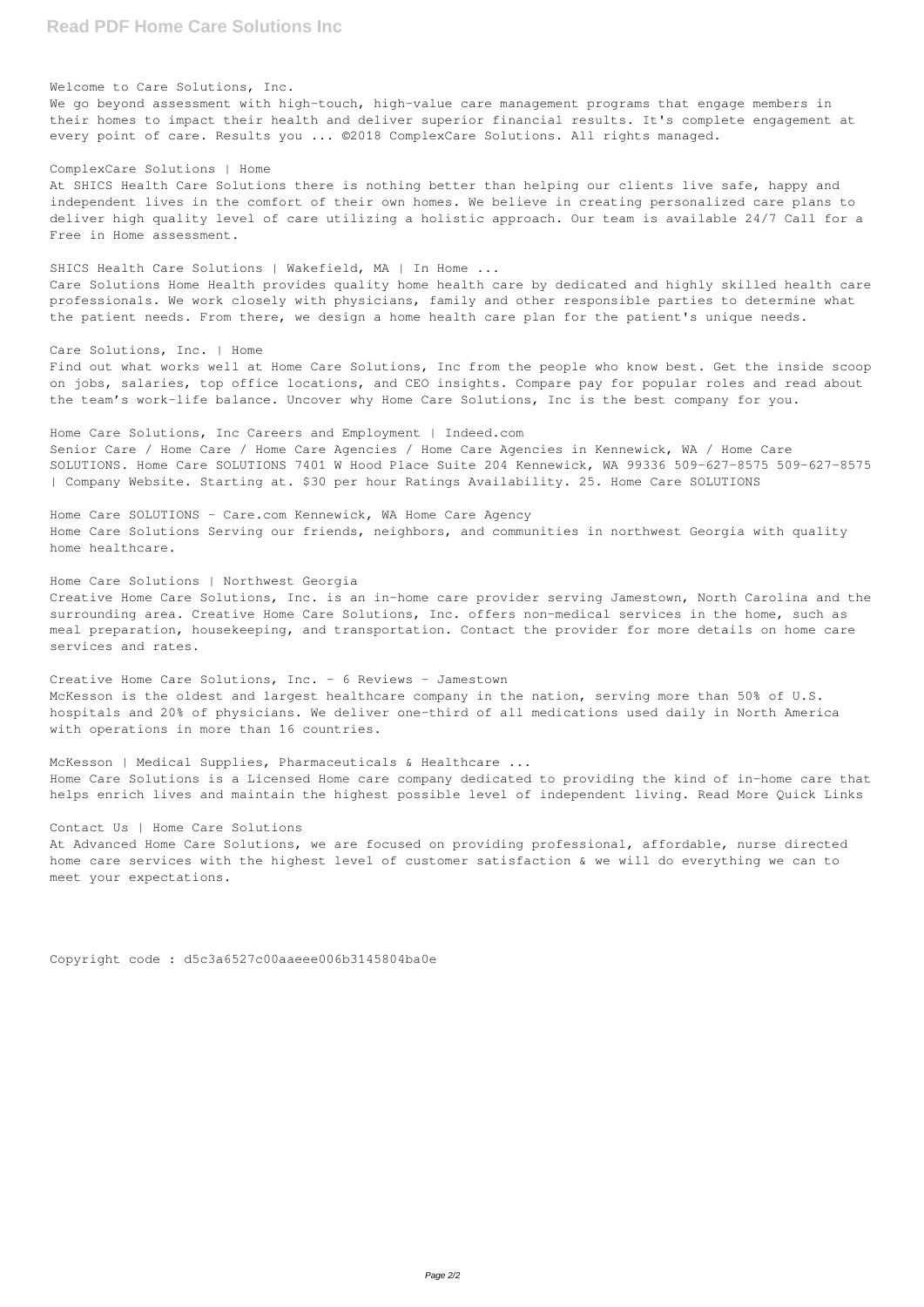Welcome to Care Solutions, Inc.

We go beyond assessment with high-touch, high-value care management programs that engage members in their homes to impact their health and deliver superior financial results. It's complete engagement at every point of care. Results you ... ©2018 ComplexCare Solutions. All rights managed.

ComplexCare Solutions | Home

At SHICS Health Care Solutions there is nothing better than helping our clients live safe, happy and independent lives in the comfort of their own homes. We believe in creating personalized care plans to deliver high quality level of care utilizing a holistic approach. Our team is available 24/7 Call for a Free in Home assessment.

SHICS Health Care Solutions | Wakefield, MA | In Home ...

Care Solutions Home Health provides quality home health care by dedicated and highly skilled health care professionals. We work closely with physicians, family and other responsible parties to determine what the patient needs. From there, we design a home health care plan for the patient's unique needs.

Care Solutions, Inc. | Home

Find out what works well at Home Care Solutions, Inc from the people who know best. Get the inside scoop on jobs, salaries, top office locations, and CEO insights. Compare pay for popular roles and read about the team's work-life balance. Uncover why Home Care Solutions, Inc is the best company for you.

Home Care Solutions, Inc Careers and Employment | Indeed.com

Senior Care / Home Care / Home Care Agencies / Home Care Agencies in Kennewick, WA / Home Care SOLUTIONS. Home Care SOLUTIONS 7401 W Hood Place Suite 204 Kennewick, WA 99336 509-627-8575 509-627-8575 | Company Website. Starting at. $30 per hour Ratings Availability. 25. Home Care SOLUTIONS

Home Care SOLUTIONS - Care.com Kennewick, WA Home Care Agency

Home Care Solutions Serving our friends, neighbors, and communities in northwest Georgia with quality home healthcare.

Home Care Solutions | Northwest Georgia

Creative Home Care Solutions, Inc. is an in-home care provider serving Jamestown, North Carolina and the surrounding area. Creative Home Care Solutions, Inc. offers non-medical services in the home, such as meal preparation, housekeeping, and transportation. Contact the provider for more details on home care services and rates.

Creative Home Care Solutions, Inc. - 6 Reviews - Jamestown

McKesson is the oldest and largest healthcare company in the nation, serving more than 50% of U.S. hospitals and 20% of physicians. We deliver one-third of all medications used daily in North America with operations in more than 16 countries.

McKesson | Medical Supplies, Pharmaceuticals & Healthcare ...

Home Care Solutions is a Licensed Home care company dedicated to providing the kind of in-home care that helps enrich lives and maintain the highest possible level of independent living. Read More Quick Links

Contact Us | Home Care Solutions

At Advanced Home Care Solutions, we are focused on providing professional, affordable, nurse directed home care services with the highest level of customer satisfaction & we will do everything we can to meet your expectations.

Copyright code : d5c3a6527c00aaeee006b3145804ba0e